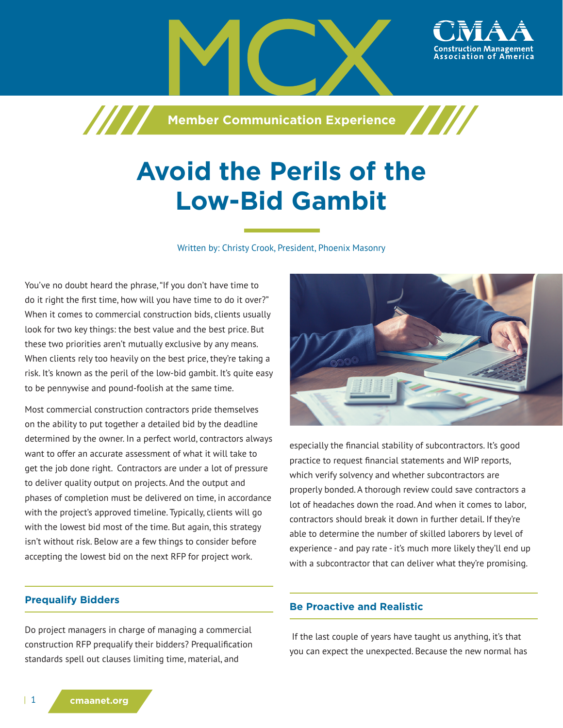# Avoid the Perils of the Low-Bid Gambit

Written by: Christy Crook, President, Phoenix Masonry

You've no doubt heard the phrase, "If you don't have time to do it right the first time, how will you have time to do it over?" When it comes to commercial construction bids, clients usually look for two key things: the best value and the best price. But these two priorities aren't mutually exclusive by any means. When clients rely too heavily on the best price, they're taking a risk. It's known as the peril of the low-bid gambit. It's quite easy to be pennywise and pound-foolish at the same time.

Most commercial construction contractors pride themselves on the ability to put together a detailed bid by the deadline determined by the owner. In a perfect world, contractors always want to offer an accurate assessment of what it will take to get the job done right. Contractors are under a lot of pressure to deliver quality output on projects. And the output and phases of completion must be delivered on time, in accordance with the project's approved timeline. Typically, clients will go with the lowest bid most of the time. But again, this strategy isn't without risk. Below are a few things to consider before accepting the lowest bid on the next RFP for project work.

## Prequalify Bidders

Do project managers in charge of managing a commercial construction RFP prequalify their bidders? Prequalification standards spell out clauses limiting time, material, and especially the financial stability of subcontractors. It's good practice to request financial statements and WIP reports, which verify solvency and whether subcontractors are properly bonded. A thorough review could save contractors a lot of headaches down the road. And when it comes to labor, contractors should break it down in further detail. If they're able to determine the number of skilled laborers by level of experience - and pay rate - it's much more likely they'll end up with a subcontractor that can deliver what they're promising.

## Be Proactive and Realistic

If the last couple of years have taught us anything, it's that you can expect the unexpected. Because the new normal has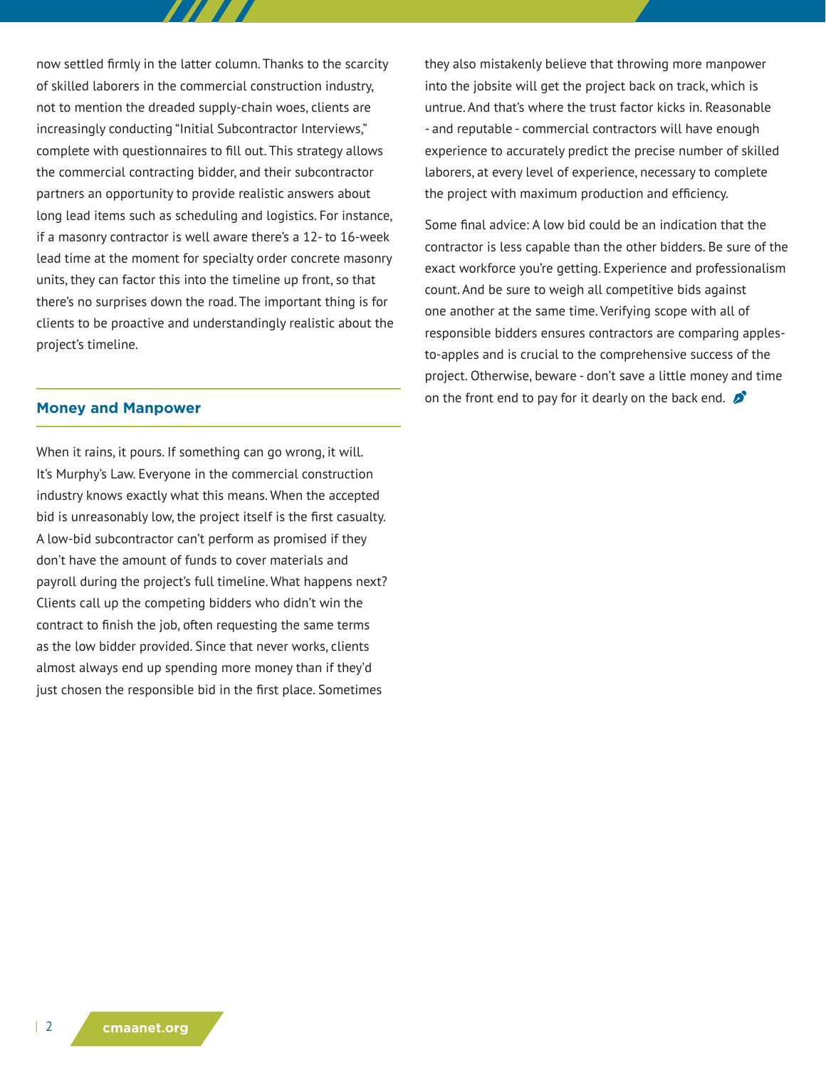now settled firmly in the latter column. Thanks to the scarcity of skilled laborers in the commercial construction industry, not to mention the dreaded supply-chain woes, clients are increasingly conducting "Initial Subcontractor Interviews," complete with questionnaires to fill out. This strategy allows the commercial contracting bidder, and their subcontractor partners an opportunity to provide realistic answers about long lead items such as scheduling and logistics. For instance, if a masonry contractor is well aware there's a 12- to 16-week lead time at the moment for specialty order concrete masonry units, they can factor this into the timeline up front, so that there's no surprises down the road. The important thing is for clients to be proactive and understandingly realistic about the project's timeline.

## Money and Manpower

When it rains, it pours. If something can go wrong, it will. It's Murphy's Law. Everyone in the commercial construction industry knows exactly what this means. When the accepted bid is unreasonably low, the project itself is the first casualty. A low-bid subcontractor can't perform as promised if they don't have the amount of funds to cover materials and payroll during the project's full timeline. What happens next? Clients call up the competing bidders who didn't win the contract to finish the job, often requesting the same terms as the low bidder provided. Since that never works, clients almost always end up spending more money than if they'd just chosen the responsible bid in the first place. Sometimes they also mistakenly believe that throwing more manpower into the jobsite will get the project back on track, which is untrue. And that's where the trust factor kicks in. Reasonable - and reputable - commercial contractors will have enough experience to accurately predict the precise number of skilled laborers, at every level of experience, necessary to complete the project with maximum production and efficiency.

Some final advice: A low bid could be an indication that the contractor is less capable than the other bidders. Be sure of the exact workforce you're getting. Experience and professionalism count. And be sure to weigh all competitive bids against one another at the same time. Verifying scope with all of responsible bidders ensures contractors are comparing apples-to-apples and is crucial to the comprehensive success of the project. Otherwise, beware - don't save a little money and time on the front end to pay for it dearly on the back end.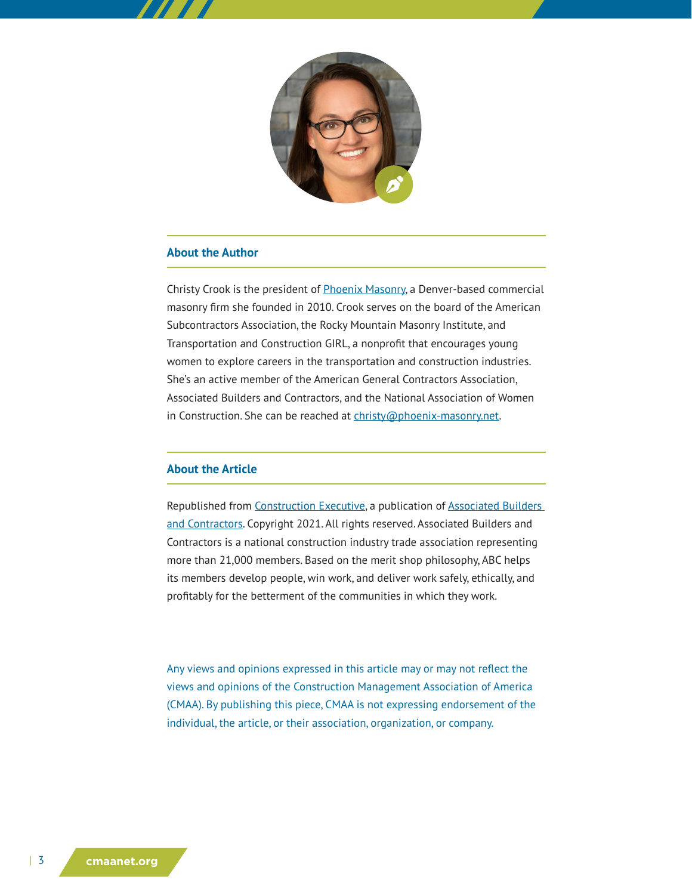## About the Author

Christy Crook is the president of Phoenix Masonry, a Denver-based commercial masonry firm she founded in 2010. Crook serves on the board of the American Subcontractors Association, the Rocky Mountain Masonry Institute, and Transportation and Construction GIRL, a nonprofit that encourages young women to explore careers in the transportation and construction industries. She's an active member of the American General Contractors Association, Associated Builders and Contractors, and the National Association of Women in Construction. She can be reached at christy@phoenix-masonry.net.

## About the Article

Republished from Construction Executive, a publication of Associated Builders and Contractors. Copyright 2021. All rights reserved. Associated Builders and Contractors is a national construction industry trade association representing more than 21,000 members. Based on the merit shop philosophy, ABC helps its members develop people, win work, and deliver work safely, ethically, and profitably for the betterment of the communities in which they work.

Any views and opinions expressed in this article may or may not reflect the views and opinions of the Construction Management Association of America (CMAA). By publishing this piece, CMAA is not expressing endorsement of the individual, the article, or their association, organization, or company.